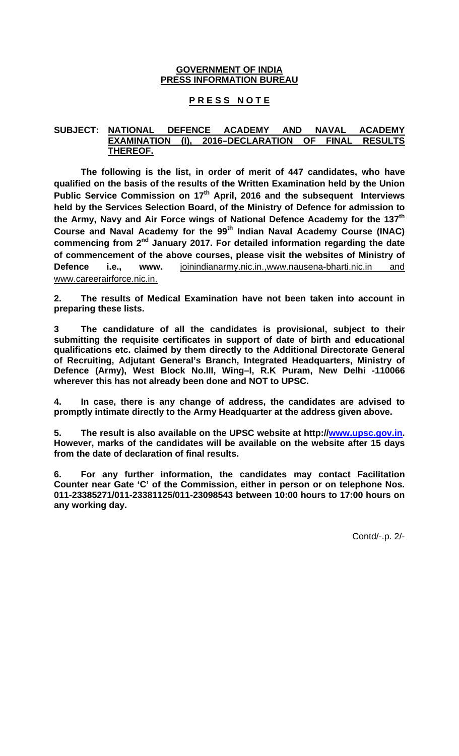**GOVERNMENT OF INDIA**
**PRESS INFORMATION BUREAU**

**P R E S S  N O T E**

**SUBJECT: NATIONAL DEFENCE ACADEMY AND NAVAL ACADEMY EXAMINATION (I), 2016–DECLARATION OF FINAL RESULTS THEREOF.**

**The following is the list, in order of merit of 447 candidates, who have qualified on the basis of the results of the Written Examination held by the Union Public Service Commission on 17th April, 2016 and the subsequent Interviews held by the Services Selection Board, of the Ministry of Defence for admission to the Army, Navy and Air Force wings of National Defence Academy for the 137th Course and Naval Academy for the 99th Indian Naval Academy Course (INAC) commencing from 2nd January 2017. For detailed information regarding the date of commencement of the above courses, please visit the websites of Ministry of Defence i.e., www.** joinindianarmy.nic.in.,www.nausena-bharti.nic.in and www.careerairforce.nic.in.

**2. The results of Medical Examination have not been taken into account in preparing these lists.**

**3 The candidature of all the candidates is provisional, subject to their submitting the requisite certificates in support of date of birth and educational qualifications etc. claimed by them directly to the Additional Directorate General of Recruiting, Adjutant General's Branch, Integrated Headquarters, Ministry of Defence (Army), West Block No.III, Wing–I, R.K Puram, New Delhi -110066 wherever this has not already been done and NOT to UPSC.**

**4. In case, there is any change of address, the candidates are advised to promptly intimate directly to the Army Headquarter at the address given above.**

**5. The result is also available on the UPSC website at http://www.upsc.gov.in. However, marks of the candidates will be available on the website after 15 days from the date of declaration of final results.**

**6. For any further information, the candidates may contact Facilitation Counter near Gate 'C' of the Commission, either in person or on telephone Nos. 011-23385271/011-23381125/011-23098543 between 10:00 hours to 17:00 hours on any working day.**

Contd/-.p. 2/-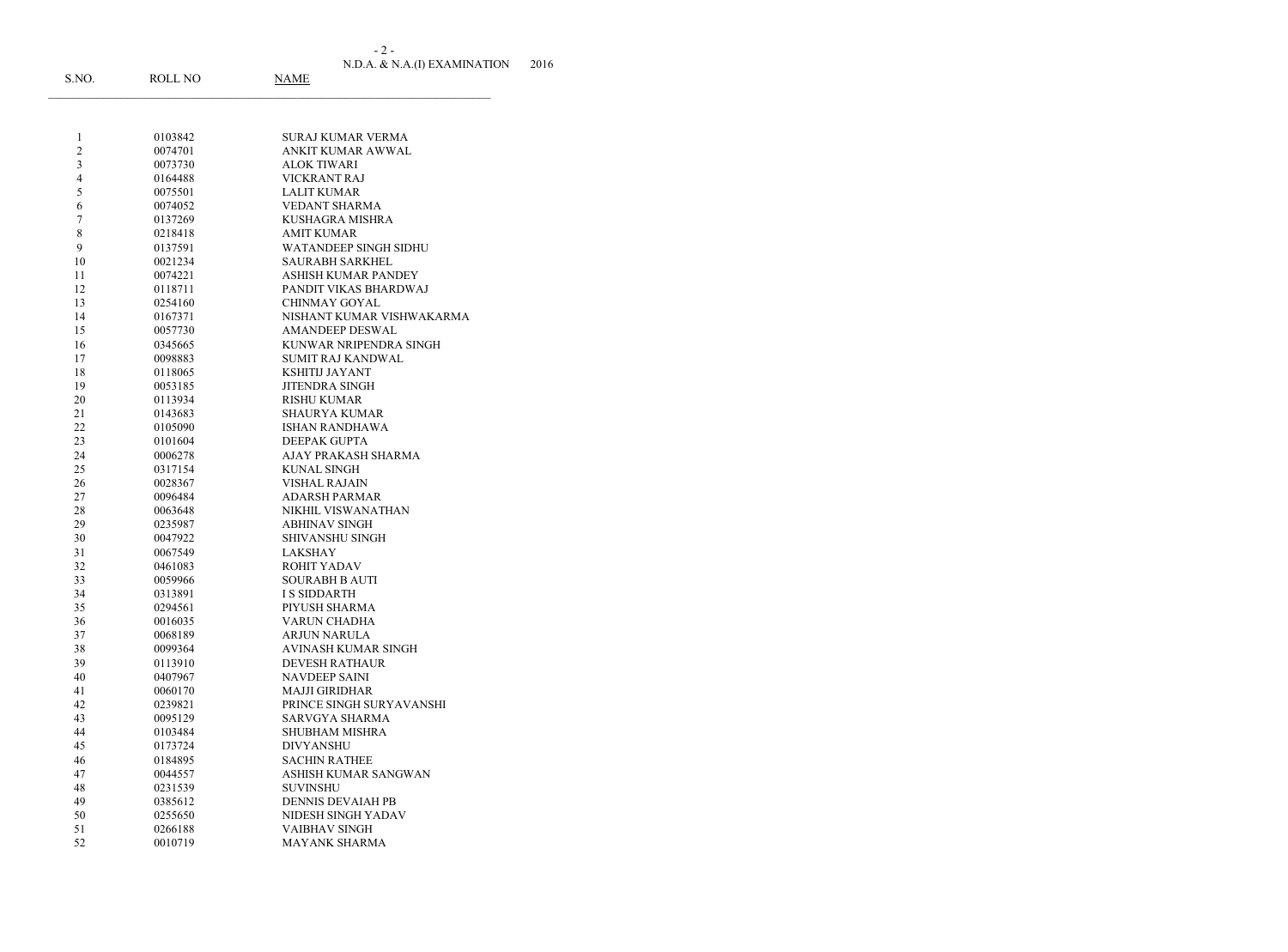N.D.A. & N.A.(I) EXAMINATION 2016

| S.NO. | ROLL NO | NAME |
|---|---|---|
| 1 | 0103842 | SURAJ KUMAR VERMA |
| 2 | 0074701 | ANKIT KUMAR AWWAL |
| 3 | 0073730 | ALOK TIWARI |
| 4 | 0164488 | VICKRANT RAJ |
| 5 | 0075501 | LALIT KUMAR |
| 6 | 0074052 | VEDANT SHARMA |
| 7 | 0137269 | KUSHAGRA MISHRA |
| 8 | 0218418 | AMIT KUMAR |
| 9 | 0137591 | WATANDEEP SINGH SIDHU |
| 10 | 0021234 | SAURABH SARKHEL |
| 11 | 0074221 | ASHISH KUMAR PANDEY |
| 12 | 0118711 | PANDIT VIKAS BHARDWAJ |
| 13 | 0254160 | CHINMAY GOYAL |
| 14 | 0167371 | NISHANT KUMAR VISHWAKARMA |
| 15 | 0057730 | AMANDEEP DESWAL |
| 16 | 0345665 | KUNWAR NRIPENDRA SINGH |
| 17 | 0098883 | SUMIT RAJ KANDWAL |
| 18 | 0118065 | KSHITIJ JAYANT |
| 19 | 0053185 | JITENDRA SINGH |
| 20 | 0113934 | RISHU KUMAR |
| 21 | 0143683 | SHAURYA KUMAR |
| 22 | 0105090 | ISHAN RANDHAWA |
| 23 | 0101604 | DEEPAK GUPTA |
| 24 | 0006278 | AJAY PRAKASH SHARMA |
| 25 | 0317154 | KUNAL SINGH |
| 26 | 0028367 | VISHAL RAJAIN |
| 27 | 0096484 | ADARSH PARMAR |
| 28 | 0063648 | NIKHIL VISWANATHAN |
| 29 | 0235987 | ABHINAV SINGH |
| 30 | 0047922 | SHIVANSHU SINGH |
| 31 | 0067549 | LAKSHAY |
| 32 | 0461083 | ROHIT YADAV |
| 33 | 0059966 | SOURABH B AUTI |
| 34 | 0313891 | I S SIDDARTH |
| 35 | 0294561 | PIYUSH SHARMA |
| 36 | 0016035 | VARUN CHADHA |
| 37 | 0068189 | ARJUN NARULA |
| 38 | 0099364 | AVINASH KUMAR SINGH |
| 39 | 0113910 | DEVESH RATHAUR |
| 40 | 0407967 | NAVDEEP SAINI |
| 41 | 0060170 | MAJJI GIRIDHAR |
| 42 | 0239821 | PRINCE SINGH SURYAVANSHI |
| 43 | 0095129 | SARVGYA SHARMA |
| 44 | 0103484 | SHUBHAM MISHRA |
| 45 | 0173724 | DIVYANSHU |
| 46 | 0184895 | SACHIN RATHEE |
| 47 | 0044557 | ASHISH KUMAR SANGWAN |
| 48 | 0231539 | SUVINSHU |
| 49 | 0385612 | DENNIS DEVAIAH PB |
| 50 | 0255650 | NIDESH SINGH YADAV |
| 51 | 0266188 | VAIBHAV SINGH |
| 52 | 0010719 | MAYANK SHARMA |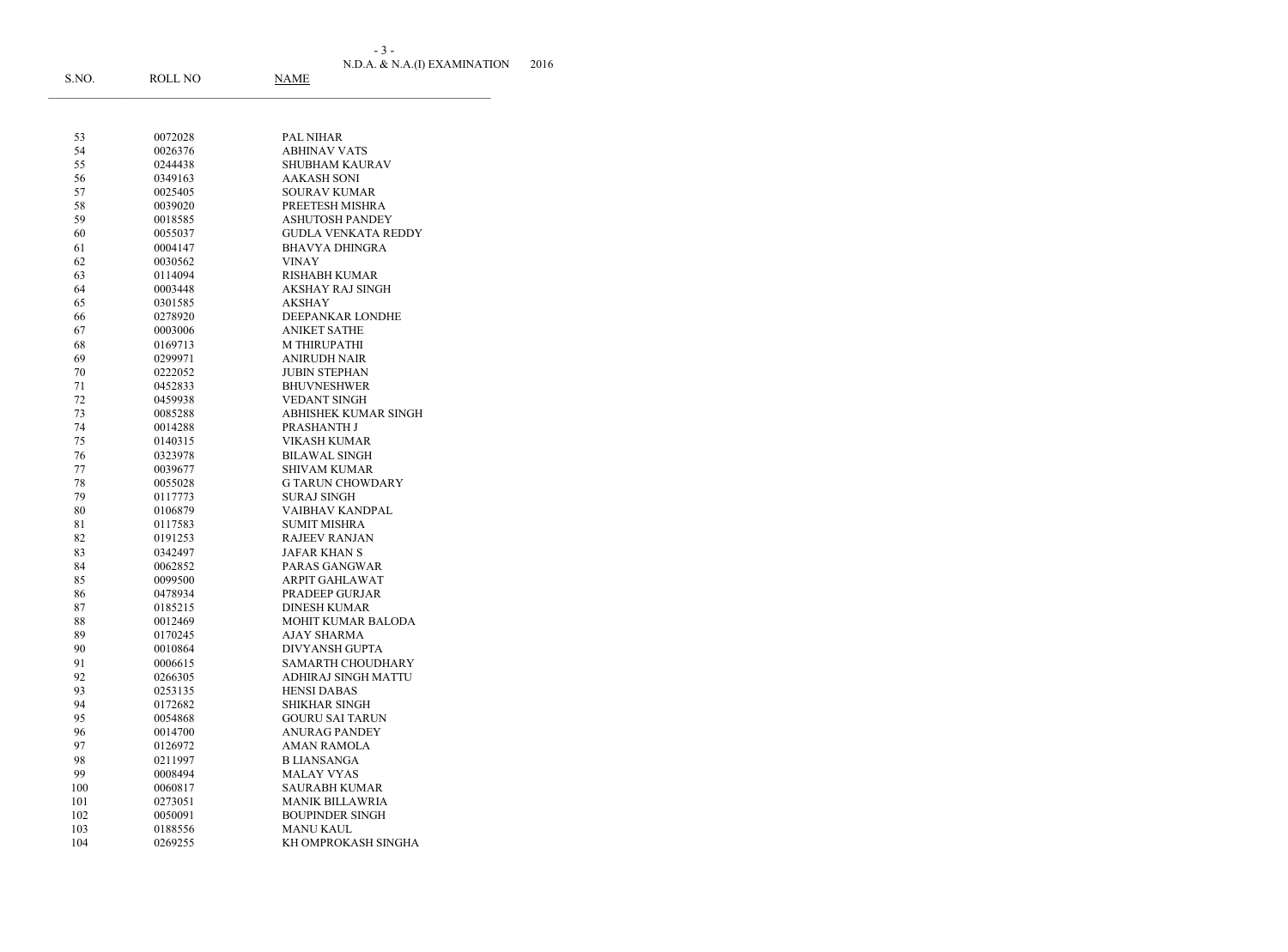N.D.A. & N.A.(I) EXAMINATION 2016

| S.NO. | ROLL NO | NAME |
|---|---|---|
| 53 | 0072028 | PAL NIHAR |
| 54 | 0026376 | ABHINAV VATS |
| 55 | 0244438 | SHUBHAM KAURAV |
| 56 | 0349163 | AAKASH SONI |
| 57 | 0025405 | SOURAV KUMAR |
| 58 | 0039020 | PREETESH MISHRA |
| 59 | 0018585 | ASHUTOSH PANDEY |
| 60 | 0055037 | GUDLA VENKATA REDDY |
| 61 | 0004147 | BHAVYA DHINGRA |
| 62 | 0030562 | VINAY |
| 63 | 0114094 | RISHABH KUMAR |
| 64 | 0003448 | AKSHAY RAJ SINGH |
| 65 | 0301585 | AKSHAY |
| 66 | 0278920 | DEEPANKAR LONDHE |
| 67 | 0003006 | ANIKET SATHE |
| 68 | 0169713 | M THIRUPATHI |
| 69 | 0299971 | ANIRUDH NAIR |
| 70 | 0222052 | JUBIN STEPHAN |
| 71 | 0452833 | BHUVNESHWER |
| 72 | 0459938 | VEDANT SINGH |
| 73 | 0085288 | ABHISHEK KUMAR SINGH |
| 74 | 0014288 | PRASHANTH J |
| 75 | 0140315 | VIKASH KUMAR |
| 76 | 0323978 | BILAWAL SINGH |
| 77 | 0039677 | SHIVAM KUMAR |
| 78 | 0055028 | G TARUN CHOWDARY |
| 79 | 0117773 | SURAJ SINGH |
| 80 | 0106879 | VAIBHAV KANDPAL |
| 81 | 0117583 | SUMIT MISHRA |
| 82 | 0191253 | RAJEEV RANJAN |
| 83 | 0342497 | JAFAR KHAN S |
| 84 | 0062852 | PARAS GANGWAR |
| 85 | 0099500 | ARPIT GAHLAWAT |
| 86 | 0478934 | PRADEEP GURJAR |
| 87 | 0185215 | DINESH KUMAR |
| 88 | 0012469 | MOHIT KUMAR BALODA |
| 89 | 0170245 | AJAY SHARMA |
| 90 | 0010864 | DIVYANSH GUPTA |
| 91 | 0006615 | SAMARTH CHOUDHARY |
| 92 | 0266305 | ADHIRAJ SINGH MATTU |
| 93 | 0253135 | HENSI DABAS |
| 94 | 0172682 | SHIKHAR SINGH |
| 95 | 0054868 | GOURU SAI TARUN |
| 96 | 0014700 | ANURAG PANDEY |
| 97 | 0126972 | AMAN RAMOLA |
| 98 | 0211997 | B LIANSANGA |
| 99 | 0008494 | MALAY VYAS |
| 100 | 0060817 | SAURABH KUMAR |
| 101 | 0273051 | MANIK BILLAWRIA |
| 102 | 0050091 | BOUPINDER SINGH |
| 103 | 0188556 | MANU KAUL |
| 104 | 0269255 | KH OMPROKASH SINGHA |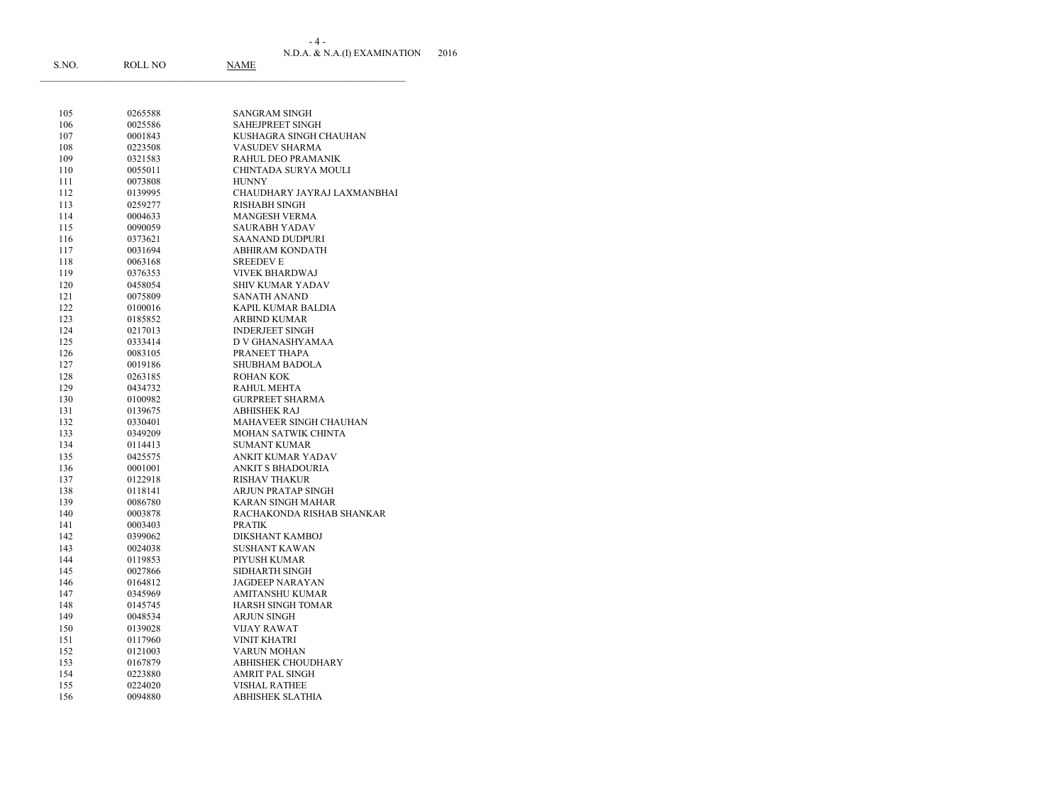N.D.A. & N.A.(I) EXAMINATION 2016

| S.NO. | ROLL NO | NAME |
|---|---|---|
| 105 | 0265588 | SANGRAM SINGH |
| 106 | 0025586 | SAHEJPREET SINGH |
| 107 | 0001843 | KUSHAGRA SINGH CHAUHAN |
| 108 | 0223508 | VASUDEV SHARMA |
| 109 | 0321583 | RAHUL DEO PRAMANIK |
| 110 | 0055011 | CHINTADA SURYA MOULI |
| 111 | 0073808 | HUNNY |
| 112 | 0139995 | CHAUDHARY JAYRAJ LAXMANBHAI |
| 113 | 0259277 | RISHABH SINGH |
| 114 | 0004633 | MANGESH VERMA |
| 115 | 0090059 | SAURABH YADAV |
| 116 | 0373621 | SAANAND DUDPURI |
| 117 | 0031694 | ABHIRAM KONDATH |
| 118 | 0063168 | SREEDEV E |
| 119 | 0376353 | VIVEK BHARDWAJ |
| 120 | 0458054 | SHIV KUMAR YADAV |
| 121 | 0075809 | SANATH ANAND |
| 122 | 0100016 | KAPIL KUMAR BALDIA |
| 123 | 0185852 | ARBIND KUMAR |
| 124 | 0217013 | INDERJEET SINGH |
| 125 | 0333414 | D V GHANASHYAMAA |
| 126 | 0083105 | PRANEET THAPA |
| 127 | 0019186 | SHUBHAM BADOLA |
| 128 | 0263185 | ROHAN KOK |
| 129 | 0434732 | RAHUL MEHTA |
| 130 | 0100982 | GURPREET SHARMA |
| 131 | 0139675 | ABHISHEK RAJ |
| 132 | 0330401 | MAHAVEER SINGH CHAUHAN |
| 133 | 0349209 | MOHAN SATWIK CHINTA |
| 134 | 0114413 | SUMANT KUMAR |
| 135 | 0425575 | ANKIT KUMAR YADAV |
| 136 | 0001001 | ANKIT S BHADOURIA |
| 137 | 0122918 | RISHAV THAKUR |
| 138 | 0118141 | ARJUN PRATAP SINGH |
| 139 | 0086780 | KARAN SINGH MAHAR |
| 140 | 0003878 | RACHAKONDA RISHAB SHANKAR |
| 141 | 0003403 | PRATIK |
| 142 | 0399062 | DIKSHANT KAMBOJ |
| 143 | 0024038 | SUSHANT KAWAN |
| 144 | 0119853 | PIYUSH KUMAR |
| 145 | 0027866 | SIDHARTH SINGH |
| 146 | 0164812 | JAGDEEP NARAYAN |
| 147 | 0345969 | AMITANSHU KUMAR |
| 148 | 0145745 | HARSH SINGH TOMAR |
| 149 | 0048534 | ARJUN SINGH |
| 150 | 0139028 | VIJAY RAWAT |
| 151 | 0117960 | VINIT KHATRI |
| 152 | 0121003 | VARUN MOHAN |
| 153 | 0167879 | ABHISHEK CHOUDHARY |
| 154 | 0223880 | AMRIT PAL SINGH |
| 155 | 0224020 | VISHAL RATHEE |
| 156 | 0094880 | ABHISHEK SLATHIA |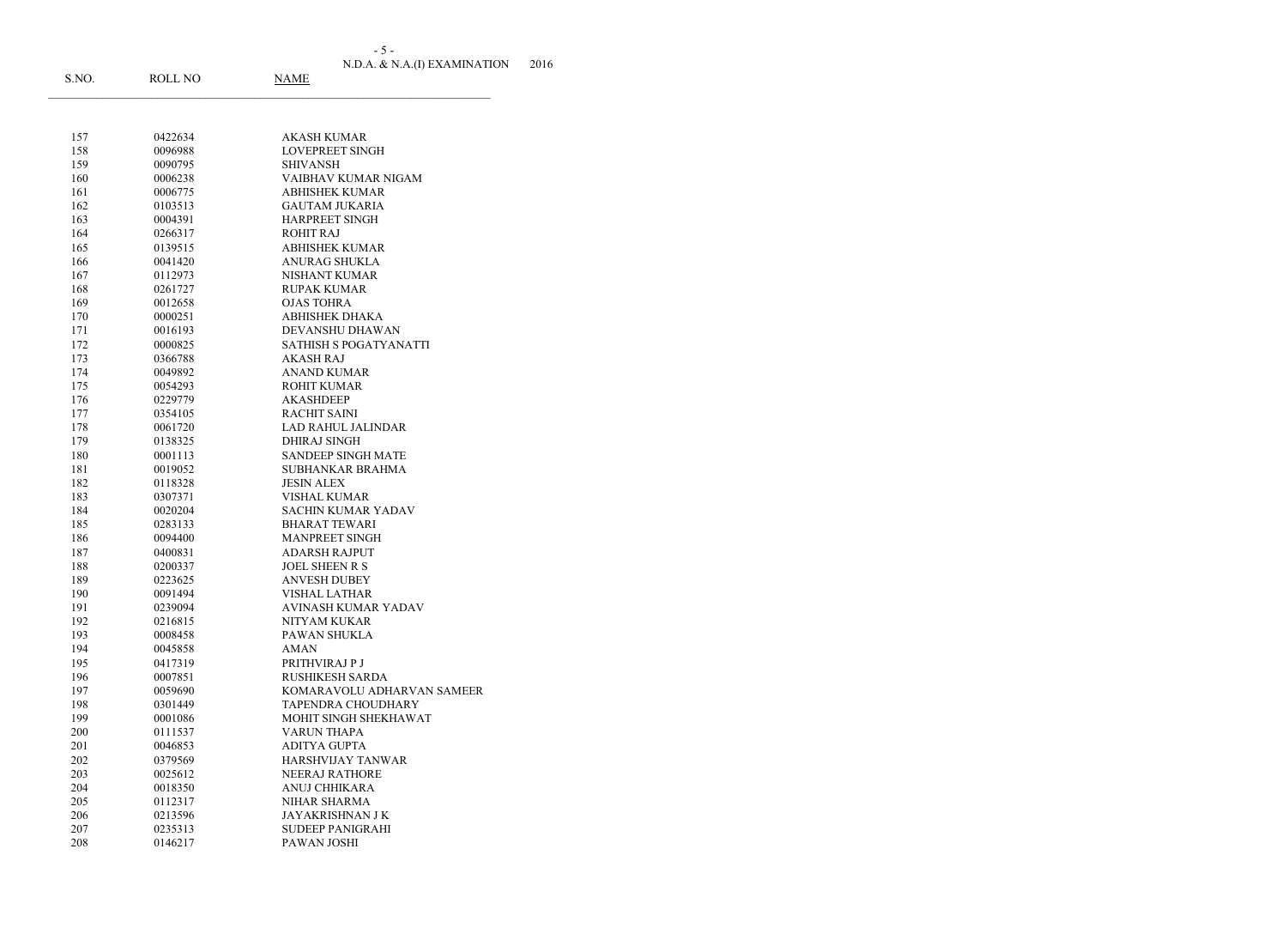N.D.A. & N.A.(I) EXAMINATION 2016

| S.NO. | ROLL NO | NAME |
|---|---|---|
| 157 | 0422634 | AKASH KUMAR |
| 158 | 0096988 | LOVEPREET SINGH |
| 159 | 0090795 | SHIVANSH |
| 160 | 0006238 | VAIBHAV KUMAR NIGAM |
| 161 | 0006775 | ABHISHEK KUMAR |
| 162 | 0103513 | GAUTAM JUKARIA |
| 163 | 0004391 | HARPREET SINGH |
| 164 | 0266317 | ROHIT RAJ |
| 165 | 0139515 | ABHISHEK KUMAR |
| 166 | 0041420 | ANURAG SHUKLA |
| 167 | 0112973 | NISHANT KUMAR |
| 168 | 0261727 | RUPAK KUMAR |
| 169 | 0012658 | OJAS TOHRA |
| 170 | 0000251 | ABHISHEK DHAKA |
| 171 | 0016193 | DEVANSHU DHAWAN |
| 172 | 0000825 | SATHISH S POGATYANATTI |
| 173 | 0366788 | AKASH RAJ |
| 174 | 0049892 | ANAND KUMAR |
| 175 | 0054293 | ROHIT KUMAR |
| 176 | 0229779 | AKASHDEEP |
| 177 | 0354105 | RACHIT SAINI |
| 178 | 0061720 | LAD RAHUL JALINDAR |
| 179 | 0138325 | DHIRAJ SINGH |
| 180 | 0001113 | SANDEEP SINGH MATE |
| 181 | 0019052 | SUBHANKAR BRAHMA |
| 182 | 0118328 | JESIN ALEX |
| 183 | 0307371 | VISHAL KUMAR |
| 184 | 0020204 | SACHIN KUMAR YADAV |
| 185 | 0283133 | BHARAT TEWARI |
| 186 | 0094400 | MANPREET SINGH |
| 187 | 0400831 | ADARSH RAJPUT |
| 188 | 0200337 | JOEL SHEEN R S |
| 189 | 0223625 | ANVESH DUBEY |
| 190 | 0091494 | VISHAL LATHAR |
| 191 | 0239094 | AVINASH KUMAR YADAV |
| 192 | 0216815 | NITYAM KUKAR |
| 193 | 0008458 | PAWAN SHUKLA |
| 194 | 0045858 | AMAN |
| 195 | 0417319 | PRITHVIRAJ P J |
| 196 | 0007851 | RUSHIKESH SARDA |
| 197 | 0059690 | KOMARAVOLU ADHARVAN SAMEER |
| 198 | 0301449 | TAPENDRA CHOUDHARY |
| 199 | 0001086 | MOHIT SINGH SHEKHAWAT |
| 200 | 0111537 | VARUN THAPA |
| 201 | 0046853 | ADITYA GUPTA |
| 202 | 0379569 | HARSHVIJAY TANWAR |
| 203 | 0025612 | NEERAJ RATHORE |
| 204 | 0018350 | ANUJ CHHIKARA |
| 205 | 0112317 | NIHAR SHARMA |
| 206 | 0213596 | JAYAKRISHNAN J K |
| 207 | 0235313 | SUDEEP PANIGRAHI |
| 208 | 0146217 | PAWAN JOSHI |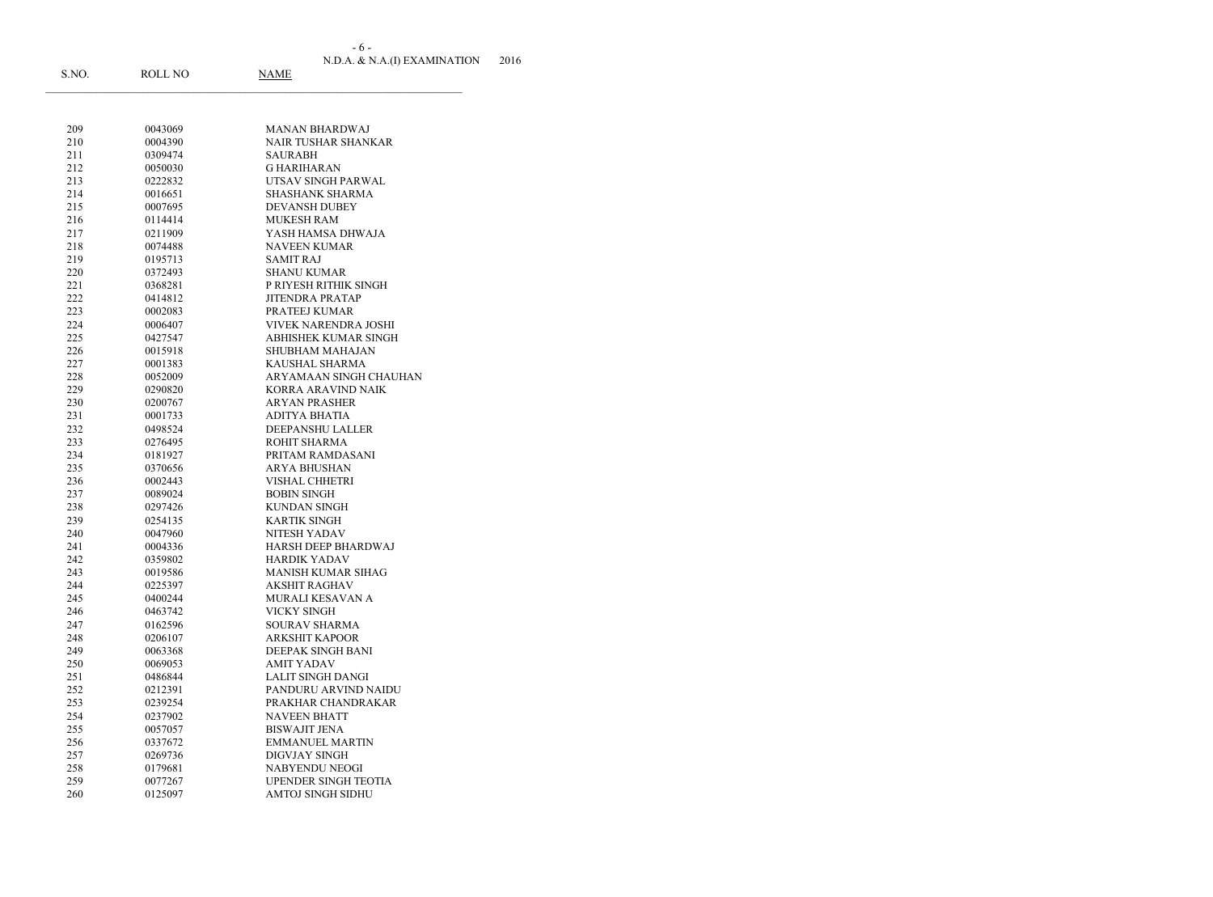| S.NO. | ROLL NO | NAME |
|---|---|---|
| 209 | 0043069 | MANAN BHARDWAJ |
| 210 | 0004390 | NAIR TUSHAR SHANKAR |
| 211 | 0309474 | SAURABH |
| 212 | 0050030 | G HARIHARAN |
| 213 | 0222832 | UTSAV SINGH PARWAL |
| 214 | 0016651 | SHASHANK SHARMA |
| 215 | 0007695 | DEVANSH DUBEY |
| 216 | 0114414 | MUKESH RAM |
| 217 | 0211909 | YASH HAMSA DHWAJA |
| 218 | 0074488 | NAVEEN KUMAR |
| 219 | 0195713 | SAMIT RAJ |
| 220 | 0372493 | SHANU KUMAR |
| 221 | 0368281 | P RIYESH RITHIK SINGH |
| 222 | 0414812 | JITENDRA PRATAP |
| 223 | 0002083 | PRATEEJ KUMAR |
| 224 | 0006407 | VIVEK NARENDRA JOSHI |
| 225 | 0427547 | ABHISHEK KUMAR SINGH |
| 226 | 0015918 | SHUBHAM MAHAJAN |
| 227 | 0001383 | KAUSHAL SHARMA |
| 228 | 0052009 | ARYAMAAN SINGH CHAUHAN |
| 229 | 0290820 | KORRA ARAVIND NAIK |
| 230 | 0200767 | ARYAN PRASHER |
| 231 | 0001733 | ADITYA BHATIA |
| 232 | 0498524 | DEEPANSHU LALLER |
| 233 | 0276495 | ROHIT SHARMA |
| 234 | 0181927 | PRITAM RAMDASANI |
| 235 | 0370656 | ARYA BHUSHAN |
| 236 | 0002443 | VISHAL CHHETRI |
| 237 | 0089024 | BOBIN SINGH |
| 238 | 0297426 | KUNDAN SINGH |
| 239 | 0254135 | KARTIK SINGH |
| 240 | 0047960 | NITESH YADAV |
| 241 | 0004336 | HARSH DEEP BHARDWAJ |
| 242 | 0359802 | HARDIK YADAV |
| 243 | 0019586 | MANISH KUMAR SIHAG |
| 244 | 0225397 | AKSHIT RAGHAV |
| 245 | 0400244 | MURALI KESAVAN A |
| 246 | 0463742 | VICKY SINGH |
| 247 | 0162596 | SOURAV SHARMA |
| 248 | 0206107 | ARKSHIT KAPOOR |
| 249 | 0063368 | DEEPAK SINGH BANI |
| 250 | 0069053 | AMIT YADAV |
| 251 | 0486844 | LALIT SINGH DANGI |
| 252 | 0212391 | PANDURU ARVIND NAIDU |
| 253 | 0239254 | PRAKHAR CHANDRAKAR |
| 254 | 0237902 | NAVEEN BHATT |
| 255 | 0057057 | BISWAJIT JENA |
| 256 | 0337672 | EMMANUEL MARTIN |
| 257 | 0269736 | DIGVJAY SINGH |
| 258 | 0179681 | NABYENDU NEOGI |
| 259 | 0077267 | UPENDER SINGH TEOTIA |
| 260 | 0125097 | AMTOJ SINGH SIDHU |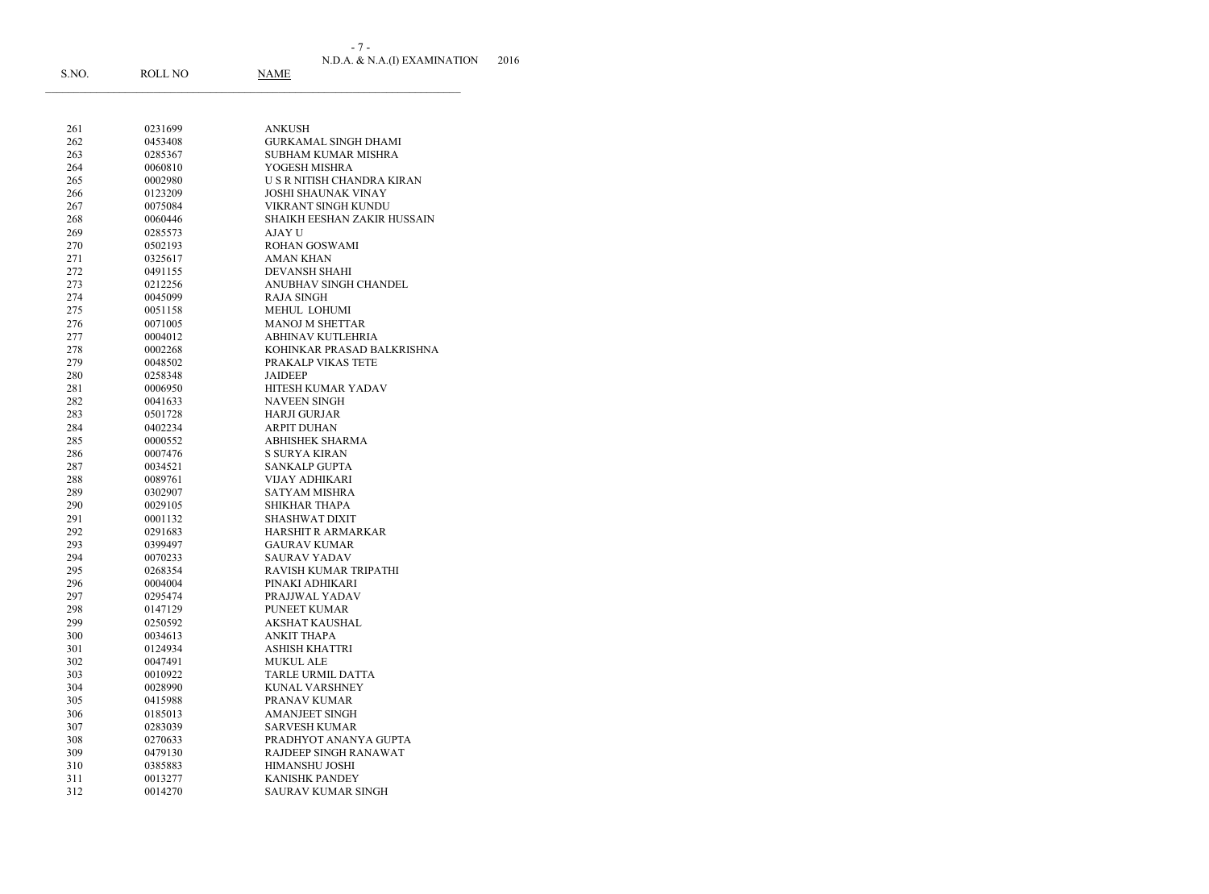N.D.A. & N.A.(I) EXAMINATION 2016

| S.NO. | ROLL NO | NAME |
|---|---|---|
| 261 | 0231699 | ANKUSH |
| 262 | 0453408 | GURKAMAL SINGH DHAMI |
| 263 | 0285367 | SUBHAM KUMAR MISHRA |
| 264 | 0060810 | YOGESH MISHRA |
| 265 | 0002980 | U S R NITISH CHANDRA KIRAN |
| 266 | 0123209 | JOSHI SHAUNAK VINAY |
| 267 | 0075084 | VIKRANT SINGH KUNDU |
| 268 | 0060446 | SHAIKH EESHAN ZAKIR HUSSAIN |
| 269 | 0285573 | AJAY U |
| 270 | 0502193 | ROHAN GOSWAMI |
| 271 | 0325617 | AMAN KHAN |
| 272 | 0491155 | DEVANSH SHAHI |
| 273 | 0212256 | ANUBHAV SINGH CHANDEL |
| 274 | 0045099 | RAJA SINGH |
| 275 | 0051158 | MEHUL LOHUMI |
| 276 | 0071005 | MANOJ M SHETTAR |
| 277 | 0004012 | ABHINAV KUTLEHRIA |
| 278 | 0002268 | KOHINKAR PRASAD BALKRISHNA |
| 279 | 0048502 | PRAKALP VIKAS TETE |
| 280 | 0258348 | JAIDEEP |
| 281 | 0006950 | HITESH KUMAR YADAV |
| 282 | 0041633 | NAVEEN SINGH |
| 283 | 0501728 | HARJI GURJAR |
| 284 | 0402234 | ARPIT DUHAN |
| 285 | 0000552 | ABHISHEK SHARMA |
| 286 | 0007476 | S SURYA KIRAN |
| 287 | 0034521 | SANKALP GUPTA |
| 288 | 0089761 | VIJAY ADHIKARI |
| 289 | 0302907 | SATYAM MISHRA |
| 290 | 0029105 | SHIKHAR THAPA |
| 291 | 0001132 | SHASHWAT DIXIT |
| 292 | 0291683 | HARSHIT R ARMARKAR |
| 293 | 0399497 | GAURAV KUMAR |
| 294 | 0070233 | SAURAV YADAV |
| 295 | 0268354 | RAVISH KUMAR TRIPATHI |
| 296 | 0004004 | PINAKI ADHIKARI |
| 297 | 0295474 | PRAJJWAL YADAV |
| 298 | 0147129 | PUNEET KUMAR |
| 299 | 0250592 | AKSHAT KAUSHAL |
| 300 | 0034613 | ANKIT THAPA |
| 301 | 0124934 | ASHISH KHATTRI |
| 302 | 0047491 | MUKUL ALE |
| 303 | 0010922 | TARLE URMIL DATTA |
| 304 | 0028990 | KUNAL VARSHNEY |
| 305 | 0415988 | PRANAV KUMAR |
| 306 | 0185013 | AMANJEET SINGH |
| 307 | 0283039 | SARVESH KUMAR |
| 308 | 0270633 | PRADHYOT ANANYA GUPTA |
| 309 | 0479130 | RAJDEEP SINGH RANAWAT |
| 310 | 0385883 | HIMANSHU JOSHI |
| 311 | 0013277 | KANISHK PANDEY |
| 312 | 0014270 | SAURAV KUMAR SINGH |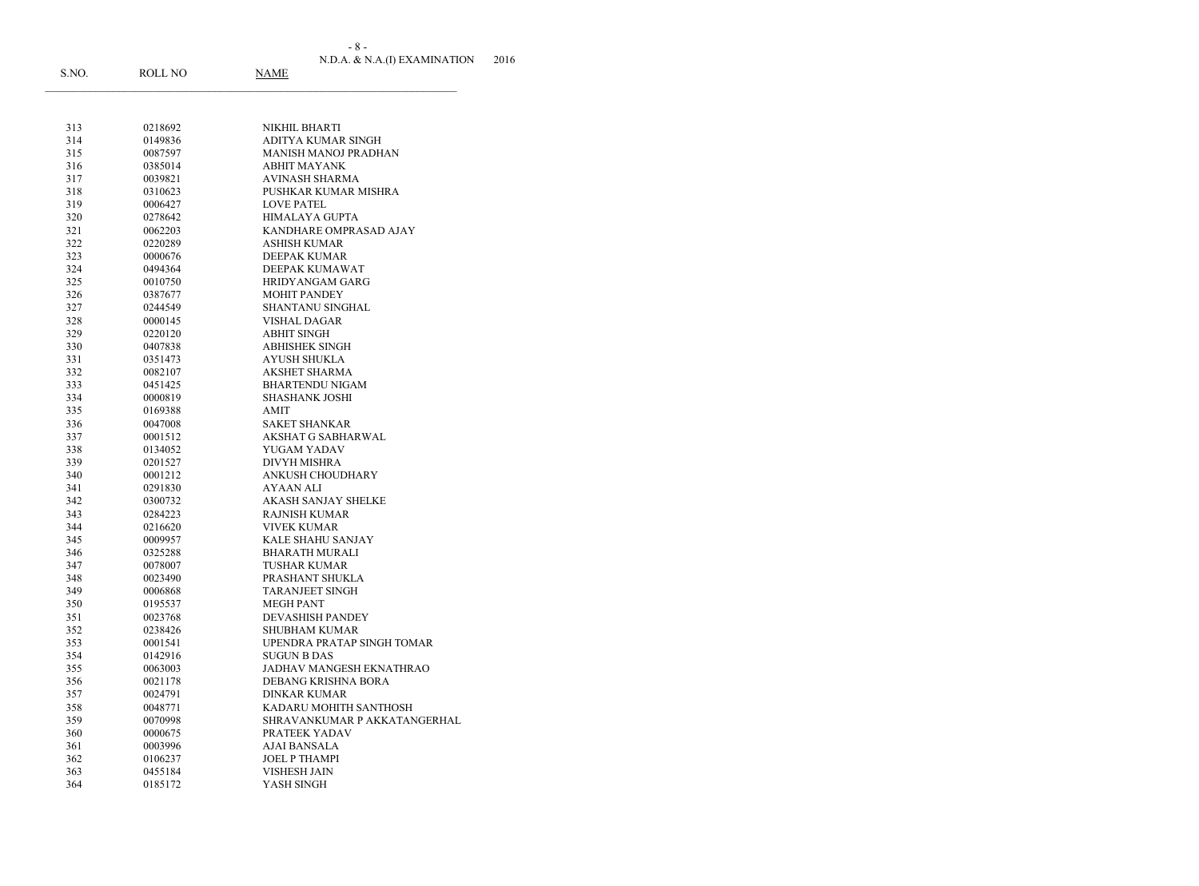| S.NO. | ROLL NO | NAME |
|---|---|---|
| 313 | 0218692 | NIKHIL BHARTI |
| 314 | 0149836 | ADITYA KUMAR SINGH |
| 315 | 0087597 | MANISH MANOJ PRADHAN |
| 316 | 0385014 | ABHIT MAYANK |
| 317 | 0039821 | AVINASH SHARMA |
| 318 | 0310623 | PUSHKAR KUMAR MISHRA |
| 319 | 0006427 | LOVE PATEL |
| 320 | 0278642 | HIMALAYA GUPTA |
| 321 | 0062203 | KANDHARE OMPRASAD AJAY |
| 322 | 0220289 | ASHISH KUMAR |
| 323 | 0000676 | DEEPAK KUMAR |
| 324 | 0494364 | DEEPAK KUMAWAT |
| 325 | 0010750 | HRIDYANGAM GARG |
| 326 | 0387677 | MOHIT PANDEY |
| 327 | 0244549 | SHANTANU SINGHAL |
| 328 | 0000145 | VISHAL DAGAR |
| 329 | 0220120 | ABHIT SINGH |
| 330 | 0407838 | ABHISHEK SINGH |
| 331 | 0351473 | AYUSH SHUKLA |
| 332 | 0082107 | AKSHET SHARMA |
| 333 | 0451425 | BHARTENDU NIGAM |
| 334 | 0000819 | SHASHANK JOSHI |
| 335 | 0169388 | AMIT |
| 336 | 0047008 | SAKET SHANKAR |
| 337 | 0001512 | AKSHAT G SABHARWAL |
| 338 | 0134052 | YUGAM YADAV |
| 339 | 0201527 | DIVYH MISHRA |
| 340 | 0001212 | ANKUSH CHOUDHARY |
| 341 | 0291830 | AYAAN ALI |
| 342 | 0300732 | AKASH SANJAY SHELKE |
| 343 | 0284223 | RAJNISH KUMAR |
| 344 | 0216620 | VIVEK KUMAR |
| 345 | 0009957 | KALE SHAHU SANJAY |
| 346 | 0325288 | BHARATH MURALI |
| 347 | 0078007 | TUSHAR KUMAR |
| 348 | 0023490 | PRASHANT SHUKLA |
| 349 | 0006868 | TARANJEET SINGH |
| 350 | 0195537 | MEGH PANT |
| 351 | 0023768 | DEVASHISH PANDEY |
| 352 | 0238426 | SHUBHAM KUMAR |
| 353 | 0001541 | UPENDRA PRATAP SINGH TOMAR |
| 354 | 0142916 | SUGUN B DAS |
| 355 | 0063003 | JADHAV MANGESH EKNATHRAO |
| 356 | 0021178 | DEBANG KRISHNA BORA |
| 357 | 0024791 | DINKAR KUMAR |
| 358 | 0048771 | KADARU MOHITH SANTHOSH |
| 359 | 0070998 | SHRAVANKUMAR P AKKATANGERHAL |
| 360 | 0000675 | PRATEEK YADAV |
| 361 | 0003996 | AJAI BANSALA |
| 362 | 0106237 | JOEL P THAMPI |
| 363 | 0455184 | VISHESH JAIN |
| 364 | 0185172 | YASH SINGH |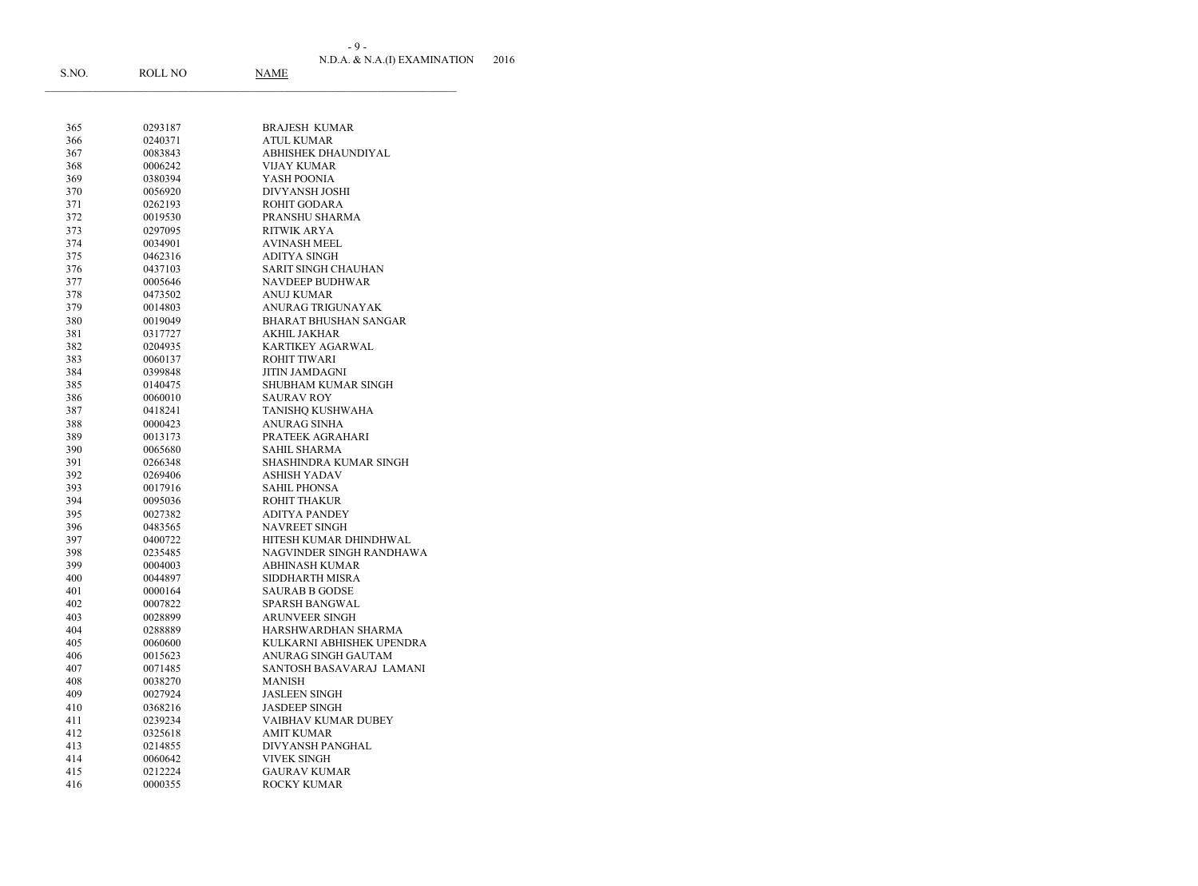| S.NO. | ROLL NO | NAME |
|---|---|---|
| 365 | 0293187 | BRAJESH KUMAR |
| 366 | 0240371 | ATUL KUMAR |
| 367 | 0083843 | ABHISHEK DHAUNDIYAL |
| 368 | 0006242 | VIJAY KUMAR |
| 369 | 0380394 | YASH POONIA |
| 370 | 0056920 | DIVYANSH JOSHI |
| 371 | 0262193 | ROHIT GODARA |
| 372 | 0019530 | PRANSHU SHARMA |
| 373 | 0297095 | RITWIK ARYA |
| 374 | 0034901 | AVINASH MEEL |
| 375 | 0462316 | ADITYA SINGH |
| 376 | 0437103 | SARIT SINGH CHAUHAN |
| 377 | 0005646 | NAVDEEP BUDHWAR |
| 378 | 0473502 | ANUJ KUMAR |
| 379 | 0014803 | ANURAG TRIGUNAYAK |
| 380 | 0019049 | BHARAT BHUSHAN SANGAR |
| 381 | 0317727 | AKHIL JAKHAR |
| 382 | 0204935 | KARTIKEY AGARWAL |
| 383 | 0060137 | ROHIT TIWARI |
| 384 | 0399848 | JITIN JAMDAGNI |
| 385 | 0140475 | SHUBHAM KUMAR SINGH |
| 386 | 0060010 | SAURAV ROY |
| 387 | 0418241 | TANISHQ KUSHWAHA |
| 388 | 0000423 | ANURAG SINHA |
| 389 | 0013173 | PRATEEK AGRAHARI |
| 390 | 0065680 | SAHIL SHARMA |
| 391 | 0266348 | SHASHINDRA KUMAR SINGH |
| 392 | 0269406 | ASHISH YADAV |
| 393 | 0017916 | SAHIL PHONSA |
| 394 | 0095036 | ROHIT THAKUR |
| 395 | 0027382 | ADITYA PANDEY |
| 396 | 0483565 | NAVREET SINGH |
| 397 | 0400722 | HITESH KUMAR DHINDHWAL |
| 398 | 0235485 | NAGVINDER SINGH RANDHAWA |
| 399 | 0004003 | ABHINASH KUMAR |
| 400 | 0044897 | SIDDHARTH MISRA |
| 401 | 0000164 | SAURAB B GODSE |
| 402 | 0007822 | SPARSH BANGWAL |
| 403 | 0028899 | ARUNVEER SINGH |
| 404 | 0288889 | HARSHWARDHAN SHARMA |
| 405 | 0060600 | KULKARNI ABHISHEK UPENDRA |
| 406 | 0015623 | ANURAG SINGH GAUTAM |
| 407 | 0071485 | SANTOSH BASAVARAJ LAMANI |
| 408 | 0038270 | MANISH |
| 409 | 0027924 | JASLEEN SINGH |
| 410 | 0368216 | JASDEEP SINGH |
| 411 | 0239234 | VAIBHAV KUMAR DUBEY |
| 412 | 0325618 | AMIT KUMAR |
| 413 | 0214855 | DIVYANSH PANGHAL |
| 414 | 0060642 | VIVEK SINGH |
| 415 | 0212224 | GAURAV KUMAR |
| 416 | 0000355 | ROCKY KUMAR |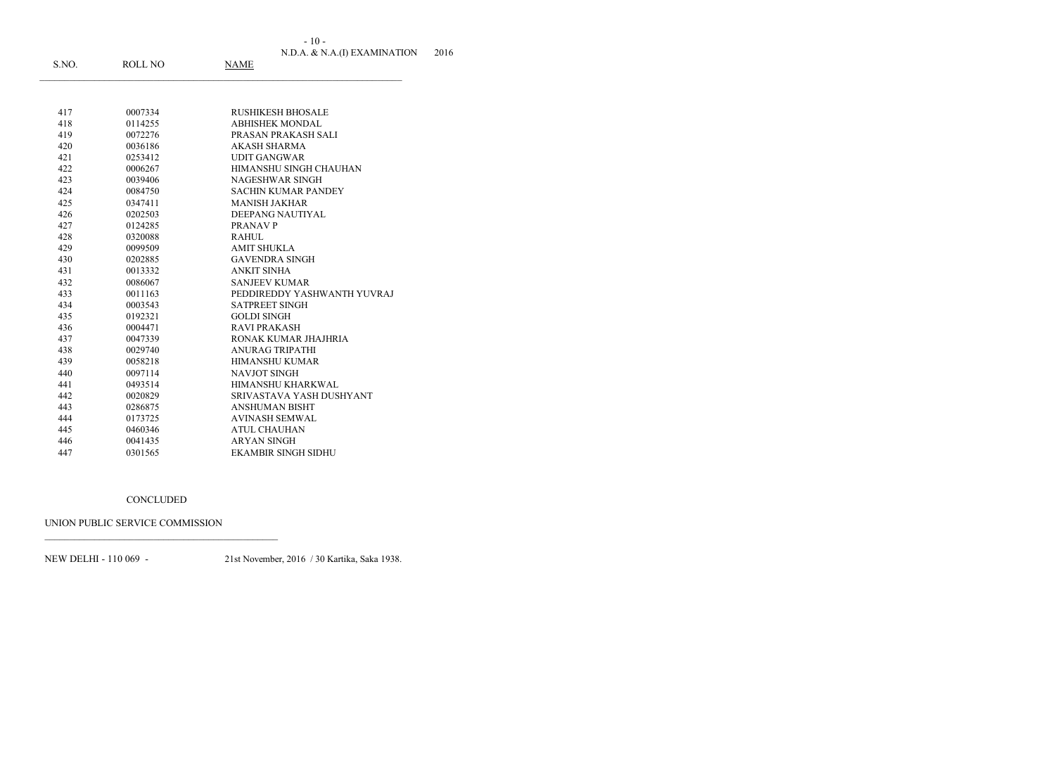| S.NO. | ROLL NO | NAME |
|---|---|---|
| 417 | 0007334 | RUSHIKESH BHOSALE |
| 418 | 0114255 | ABHISHEK MONDAL |
| 419 | 0072276 | PRASAN PRAKASH SALI |
| 420 | 0036186 | AKASH SHARMA |
| 421 | 0253412 | UDIT GANGWAR |
| 422 | 0006267 | HIMANSHU SINGH CHAUHAN |
| 423 | 0039406 | NAGESHWAR SINGH |
| 424 | 0084750 | SACHIN KUMAR PANDEY |
| 425 | 0347411 | MANISH JAKHAR |
| 426 | 0202503 | DEEPANG NAUTIYAL |
| 427 | 0124285 | PRANAV P |
| 428 | 0320088 | RAHUL |
| 429 | 0099509 | AMIT SHUKLA |
| 430 | 0202885 | GAVENDRA SINGH |
| 431 | 0013332 | ANKIT SINHA |
| 432 | 0086067 | SANJEEV KUMAR |
| 433 | 0011163 | PEDDIREDDY YASHWANTH YUVRAJ |
| 434 | 0003543 | SATPREET SINGH |
| 435 | 0192321 | GOLDI SINGH |
| 436 | 0004471 | RAVI PRAKASH |
| 437 | 0047339 | RONAK KUMAR JHAJHRIA |
| 438 | 0029740 | ANURAG TRIPATHI |
| 439 | 0058218 | HIMANSHU KUMAR |
| 440 | 0097114 | NAVJOT SINGH |
| 441 | 0493514 | HIMANSHU KHARKWAL |
| 442 | 0020829 | SRIVASTAVA YASH DUSHYANT |
| 443 | 0286875 | ANSHUMAN BISHT |
| 444 | 0173725 | AVINASH SEMWAL |
| 445 | 0460346 | ATUL CHAUHAN |
| 446 | 0041435 | ARYAN SINGH |
| 447 | 0301565 | EKAMBIR SINGH SIDHU |

CONCLUDED

UNION PUBLIC SERVICE COMMISSION

NEW DELHI - 110 069 - 21st November, 2016 / 30 Kartika, Saka 1938.